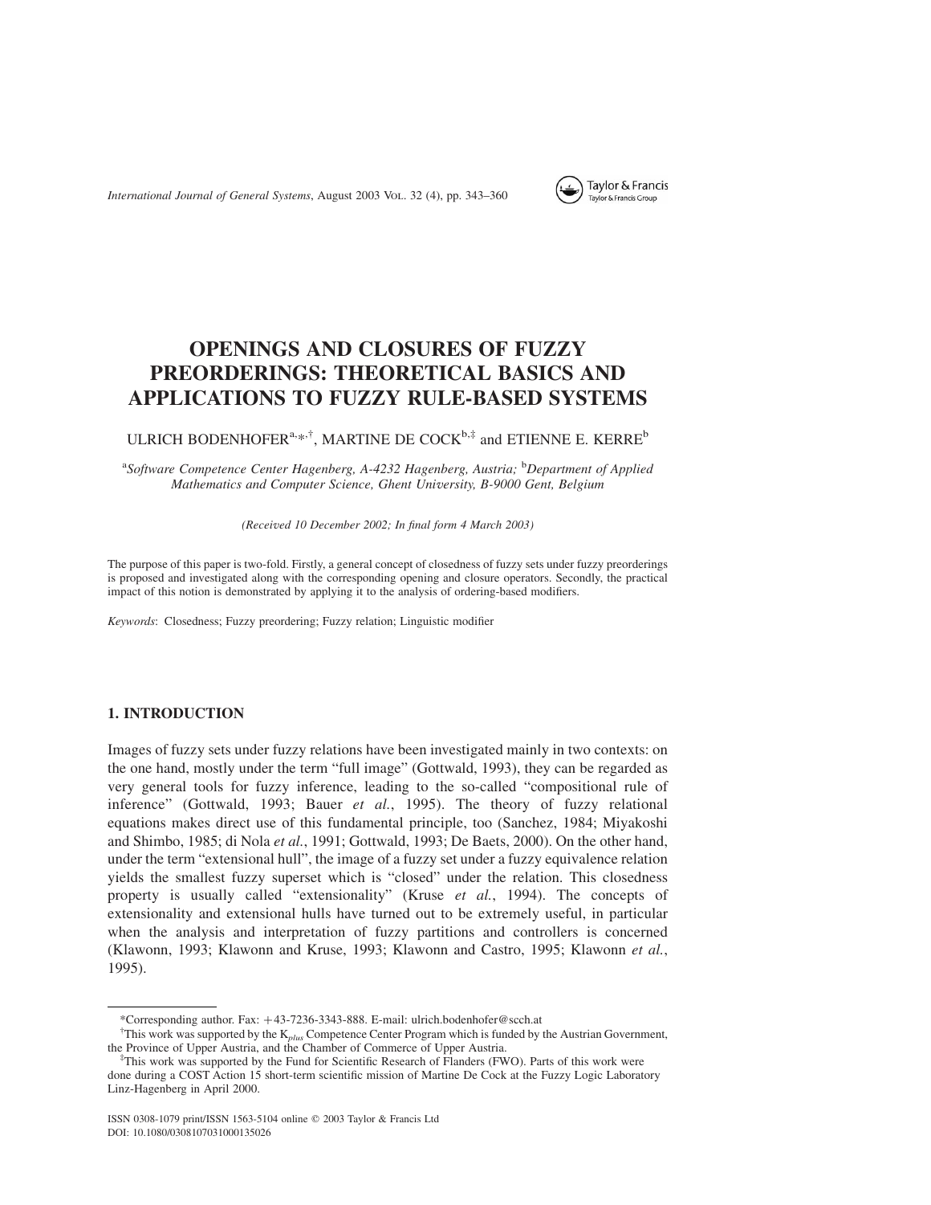# OPENINGS AND CLOSURES OF FUZZY PREORDERINGS: THEORETICAL BASICS AND APPLICATIONS TO FUZZY RULE-BASED SYSTEMS

ULRICH BODENHOFER[a,*,†], MARTINE DE COCK[b,‡] and ETIENNE E. KERRE[b]

[a]*Software Competence Center Hagenberg, A-4232 Hagenberg, Austria;* [b]*Department of Applied Mathematics and Computer Science, Ghent University, B-9000 Gent, Belgium*

*(Received 10 December 2002; In final form 4 March 2003)*

The purpose of this paper is two-fold. Firstly, a general concept of closedness of fuzzy sets under fuzzy preorderings is proposed and investigated along with the corresponding opening and closure operators. Secondly, the practical impact of this notion is demonstrated by applying it to the analysis of ordering-based modifiers.

*Keywords*: Closedness; Fuzzy preordering; Fuzzy relation; Linguistic modifier

## 1. INTRODUCTION

Images of fuzzy sets under fuzzy relations have been investigated mainly in two contexts: on the one hand, mostly under the term "full image" (Gottwald, 1993), they can be regarded as very general tools for fuzzy inference, leading to the so-called "compositional rule of inference" (Gottwald, 1993; Bauer *et al.*, 1995). The theory of fuzzy relational equations makes direct use of this fundamental principle, too (Sanchez, 1984; Miyakoshi and Shimbo, 1985; di Nola *et al.*, 1991; Gottwald, 1993; De Baets, 2000). On the other hand, under the term "extensional hull", the image of a fuzzy set under a fuzzy equivalence relation yields the smallest fuzzy superset which is "closed" under the relation. This closedness property is usually called "extensionality" (Kruse *et al.*, 1994). The concepts of extensionality and extensional hulls have turned out to be extremely useful, in particular when the analysis and interpretation of fuzzy partitions and controllers is concerned (Klawonn, 1993; Klawonn and Kruse, 1993; Klawonn and Castro, 1995; Klawonn *et al.*, 1995).

---

*Corresponding author. Fax: +43-7236-3343-888. E-mail: ulrich.bodenhofer@scch.at

†This work was supported by the $K_{plus}$ Competence Center Program which is funded by the Austrian Government, the Province of Upper Austria, and the Chamber of Commerce of Upper Austria.

‡This work was supported by the Fund for Scientific Research of Flanders (FWO). Parts of this work were done during a COST Action 15 short-term scientific mission of Martine De Cock at the Fuzzy Logic Laboratory Linz-Hagenberg in April 2000.

ISSN 0308-1079 print/ISSN 1563-5104 online © 2003 Taylor & Francis Ltd
DOI: 10.1080/0308107031000135026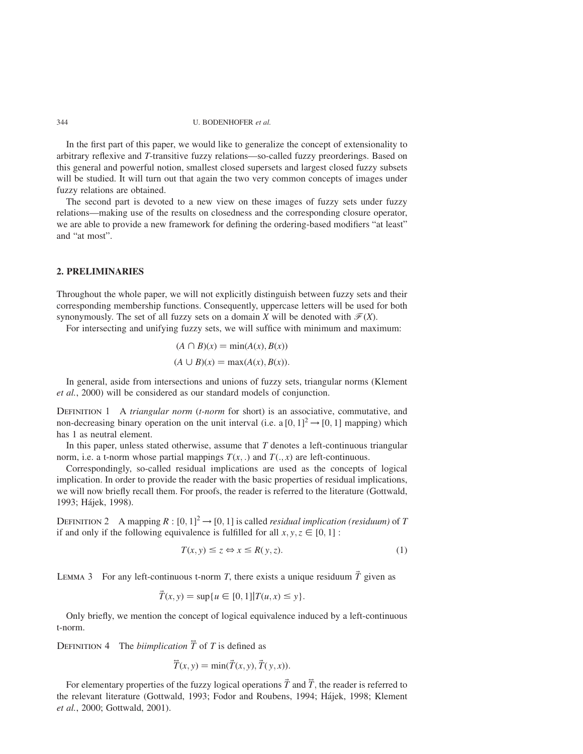In the first part of this paper, we would like to generalize the concept of extensionality to arbitrary reflexive and $T$-transitive fuzzy relations—so-called fuzzy preorderings. Based on this general and powerful notion, smallest closed supersets and largest closed fuzzy subsets will be studied. It will turn out that again the two very common concepts of images under fuzzy relations are obtained.

The second part is devoted to a new view on these images of fuzzy sets under fuzzy relations—making use of the results on closedness and the corresponding closure operator, we are able to provide a new framework for defining the ordering-based modifiers "at least" and "at most".

## 2. PRELIMINARIES

Throughout the whole paper, we will not explicitly distinguish between fuzzy sets and their corresponding membership functions. Consequently, uppercase letters will be used for both synonymously. The set of all fuzzy sets on a domain $X$ will be denoted with $\mathscr{F}(X)$.

For intersecting and unifying fuzzy sets, we will suffice with minimum and maximum:

$$(A \cap B)(x) = \min(A(x), B(x))$$

$$(A \cup B)(x) = \max(A(x), B(x)).$$

In general, aside from intersections and unions of fuzzy sets, triangular norms (Klement *et al.*, 2000) will be considered as our standard models of conjunction.

Definition 1 A *triangular norm* (*t-norm* for short) is an associative, commutative, and non-decreasing binary operation on the unit interval (i.e. a $[0, 1]^2 \to [0, 1]$ mapping) which has 1 as neutral element.

In this paper, unless stated otherwise, assume that $T$ denotes a left-continuous triangular norm, i.e. a t-norm whose partial mappings $T(x, .)$ and $T(., x)$ are left-continuous.

Correspondingly, so-called residual implications are used as the concepts of logical implication. In order to provide the reader with the basic properties of residual implications, we will now briefly recall them. For proofs, the reader is referred to the literature (Gottwald, 1993; Hájek, 1998).

Definition 2 A mapping $R : [0, 1]^2 \to [0, 1]$ is called *residual implication (residuum)* of $T$ if and only if the following equivalence is fulfilled for all $x, y, z \in [0, 1]$ :

$$T(x, y) \leq z \Leftrightarrow x \leq R(y, z). \tag{1}$$

Lemma 3 For any left-continuous t-norm $T$, there exists a unique residuum $\vec{T}$ given as

$$\vec{T}(x, y) = \sup\{u \in [0, 1] | T(u, x) \leq y\}.$$

Only briefly, we mention the concept of logical equivalence induced by a left-continuous t-norm.

Definition 4 The *biimplication* $\overleftrightarrow{T}$ of $T$ is defined as

$$\overleftrightarrow{T}(x, y) = \min(\vec{T}(x, y), \vec{T}(y, x)).$$

For elementary properties of the fuzzy logical operations $\vec{T}$ and $\overleftrightarrow{T}$, the reader is referred to the relevant literature (Gottwald, 1993; Fodor and Roubens, 1994; Hájek, 1998; Klement *et al.*, 2000; Gottwald, 2001).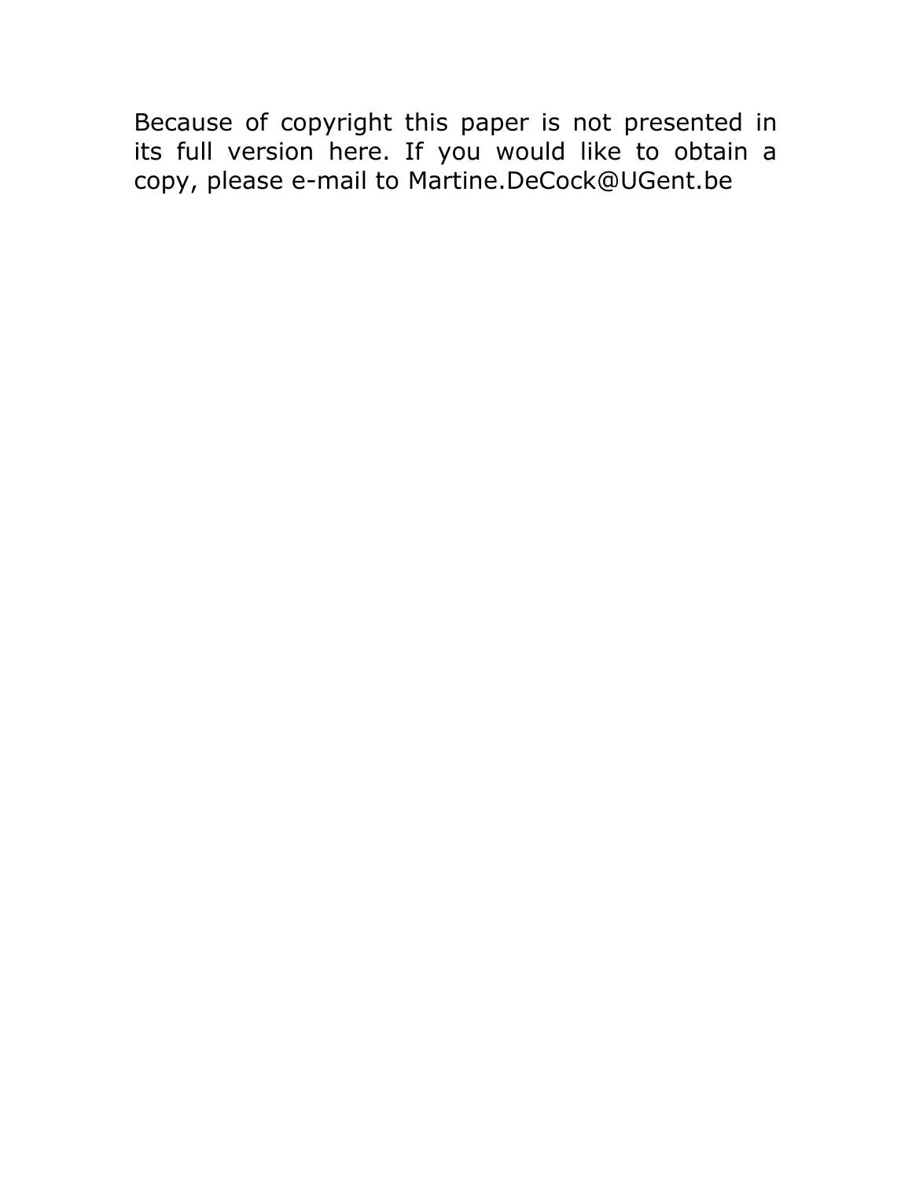Because of copyright this paper is not presented in its full version here. If you would like to obtain a copy, please e-mail to Martine.DeCock@UGent.be